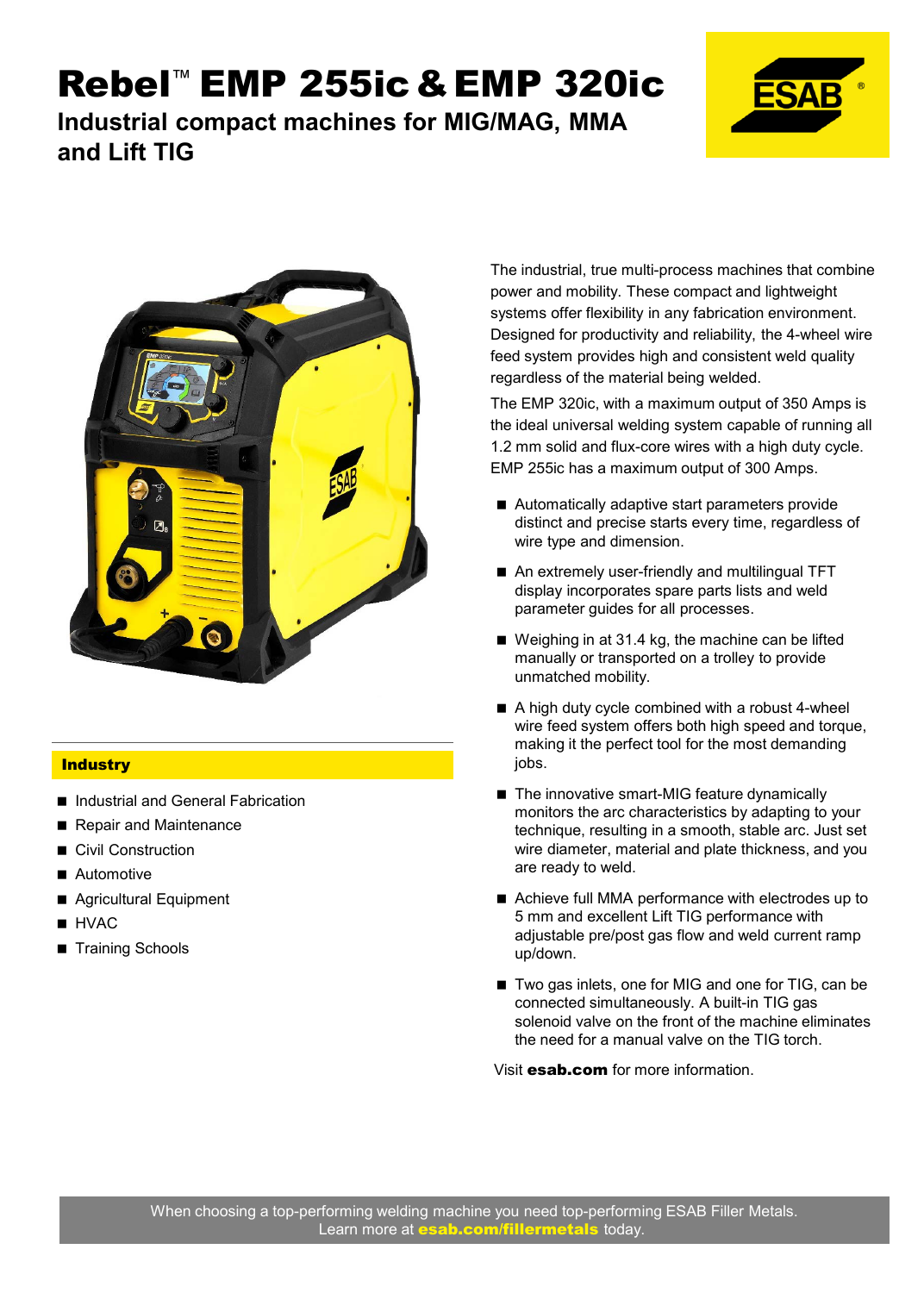# Rebel™ EMP 255ic & EMP 320ic

## Industrial compact machines for MIG/MAG, MMA and Lift TIG

The industrial, true multi-process machines that combine power and mobility. These compact and lightweight systems offer flexibility in any fabrication environment. Designed for productivity and reliability, the 4-wheel wire feed system provides high and consistent weld quality regardless of the material being welded.

The EMP 320ic, with a maximum output of 350 Amps is the ideal universal welding system capable of running all 1.2 mm solid and flux-core wires with a high duty cycle. EMP 255ic has a maximum output of 300 Amps.

- Automatically adaptive start parameters provide distinct and precise starts every time, regardless of wire type and dimension.
- An extremely user-friendly and multilingual TFT display incorporates spare parts lists and weld parameter guides for all processes.
- Weighing in at 31.4 kg, the machine can be lifted manually or transported on a trolley to provide unmatched mobility.
- A high duty cycle combined with a robust 4-wheel wire feed system offers both high speed and torque, making it the perfect tool for the most demanding jobs.
- The innovative smart-MIG feature dynamically monitors the arc characteristics by adapting to your technique, resulting in a smooth, stable arc. Just set wire diameter, material and plate thickness, and you are ready to weld.
- Achieve full MMA performance with electrodes up to 5 mm and excellent Lift TIG performance with adjustable pre/post gas flow and weld current ramp up/down.
- Two gas inlets, one for MIG and one for TIG, can be connected simultaneously. A built-in TIG gas solenoid valve on the front of the machine eliminates the need for a manual valve on the TIG torch.

Visit **esab.com** for more information.

### Industry

- Industrial and General Fabrication
- Repair and Maintenance
- Civil Construction
- Automotive
- Agricultural Equipment
- HVAC
- Training Schools

When choosing a top-performing welding machine you need top-performing ESAB Filler Metals.
Learn more at **esab.com/fillermetals** today.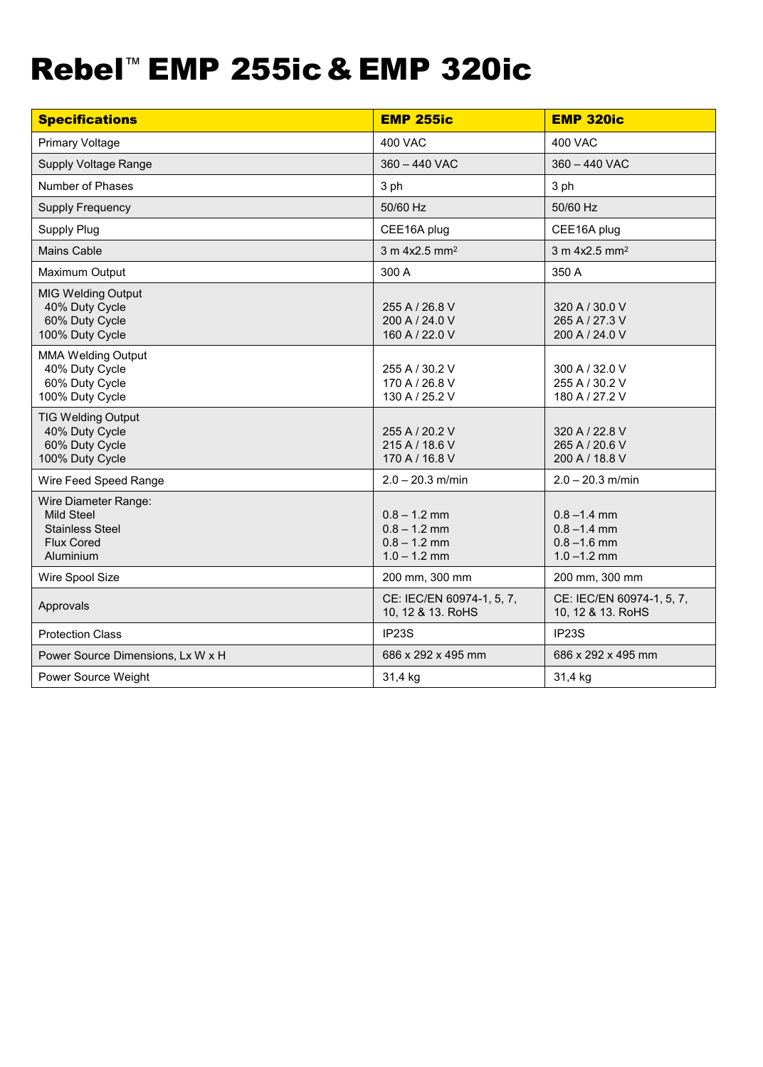# Rebel™ EMP 255ic & EMP 320ic

| Specifications | EMP 255ic | EMP 320ic |
|---|---|---|
| Primary Voltage | 400 VAC | 400 VAC |
| Supply Voltage Range | 360 – 440 VAC | 360 – 440 VAC |
| Number of Phases | 3 ph | 3 ph |
| Supply Frequency | 50/60 Hz | 50/60 Hz |
| Supply Plug | CEE16A plug | CEE16A plug |
| Mains Cable | 3 m 4x2.5 $mm^2$ | 3 m 4x2.5 $mm^2$ |
| Maximum Output | 300 A | 350 A |
| MIG Welding Output<br>40% Duty Cycle<br>60% Duty Cycle<br>100% Duty Cycle | <br>255 A / 26.8 V<br>200 A / 24.0 V<br>160 A / 22.0 V | <br>320 A / 30.0 V<br>265 A / 27.3 V<br>200 A / 24.0 V |
| MMA Welding Output<br>40% Duty Cycle<br>60% Duty Cycle<br>100% Duty Cycle | <br>255 A / 30.2 V<br>170 A / 26.8 V<br>130 A / 25.2 V | <br>300 A / 32.0 V<br>255 A / 30.2 V<br>180 A / 27.2 V |
| TIG Welding Output<br>40% Duty Cycle<br>60% Duty Cycle<br>100% Duty Cycle | <br>255 A / 20.2 V<br>215 A / 18.6 V<br>170 A / 16.8 V | <br>320 A / 22.8 V<br>265 A / 20.6 V<br>200 A / 18.8 V |
| Wire Feed Speed Range | 2.0 – 20.3 m/min | 2.0 – 20.3 m/min |
| Wire Diameter Range:<br>Mild Steel<br>Stainless Steel<br>Flux Cored<br>Aluminium | <br>0.8 – 1.2 mm<br>0.8 – 1.2 mm<br>0.8 – 1.2 mm<br>1.0 – 1.2 mm | <br>0.8 –1.4 mm<br>0.8 –1.4 mm<br>0.8 –1.6 mm<br>1.0 –1.2 mm |
| Wire Spool Size | 200 mm, 300 mm | 200 mm, 300 mm |
| Approvals | CE: IEC/EN 60974-1, 5, 7, 10, 12 & 13. RoHS | CE: IEC/EN 60974-1, 5, 7, 10, 12 & 13. RoHS |
| Protection Class | IP23S | IP23S |
| Power Source Dimensions, Lx W x H | 686 x 292 x 495 mm | 686 x 292 x 495 mm |
| Power Source Weight | 31,4 kg | 31,4 kg |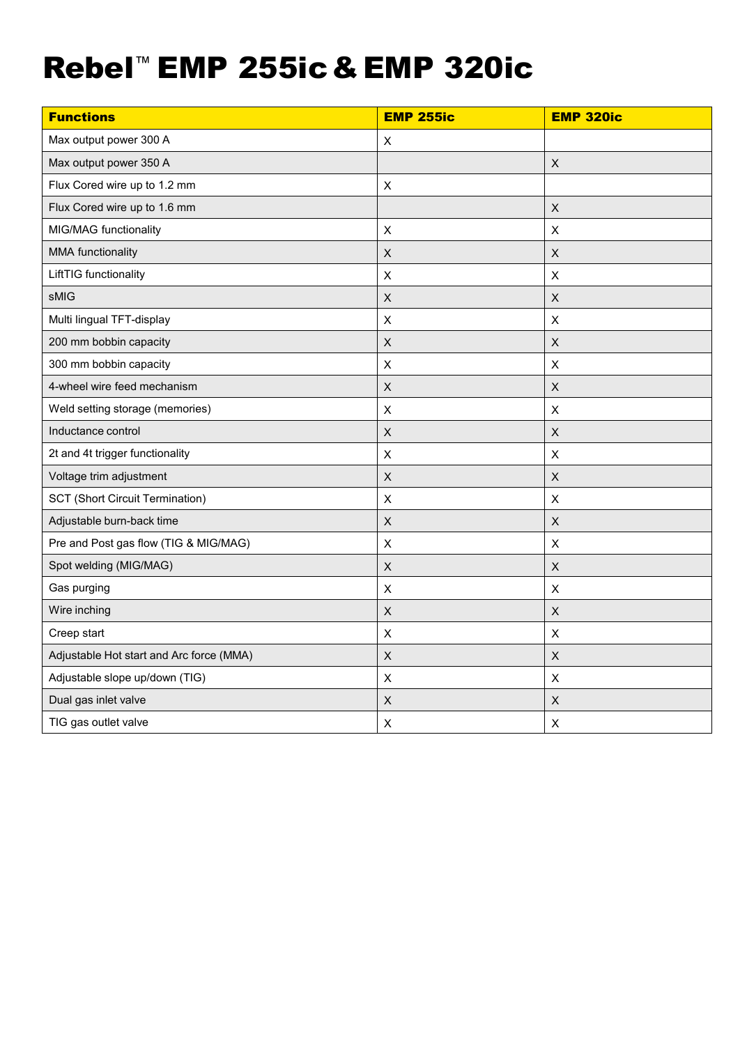# Rebel™ EMP 255ic & EMP 320ic

| Functions | EMP 255ic | EMP 320ic |
|---|---|---|
| Max output power 300 A | X | |
| Max output power 350 A | | X |
| Flux Cored wire up to 1.2 mm | X | |
| Flux Cored wire up to 1.6 mm | | X |
| MIG/MAG functionality | X | X |
| MMA functionality | X | X |
| LiftTIG functionality | X | X |
| sMIG | X | X |
| Multi lingual TFT-display | X | X |
| 200 mm bobbin capacity | X | X |
| 300 mm bobbin capacity | X | X |
| 4-wheel wire feed mechanism | X | X |
| Weld setting storage (memories) | X | X |
| Inductance control | X | X |
| 2t and 4t trigger functionality | X | X |
| Voltage trim adjustment | X | X |
| SCT (Short Circuit Termination) | X | X |
| Adjustable burn-back time | X | X |
| Pre and Post gas flow (TIG & MIG/MAG) | X | X |
| Spot welding (MIG/MAG) | X | X |
| Gas purging | X | X |
| Wire inching | X | X |
| Creep start | X | X |
| Adjustable Hot start and Arc force (MMA) | X | X |
| Adjustable slope up/down (TIG) | X | X |
| Dual gas inlet valve | X | X |
| TIG gas outlet valve | X | X |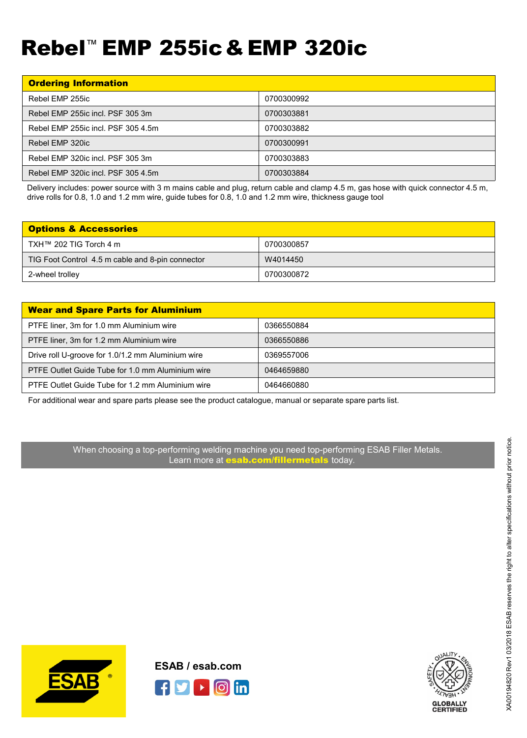# Rebel™ EMP 255ic & EMP 320ic

| Ordering Information | |
|---|---|
| Rebel EMP 255ic | 0700300992 |
| Rebel EMP 255ic incl. PSF 305 3m | 0700303881 |
| Rebel EMP 255ic incl. PSF 305 4.5m | 0700303882 |
| Rebel EMP 320ic | 0700300991 |
| Rebel EMP 320ic incl. PSF 305 3m | 0700303883 |
| Rebel EMP 320ic incl. PSF 305 4.5m | 0700303884 |

Delivery includes: power source with 3 m mains cable and plug, return cable and clamp 4.5 m, gas hose with quick connector 4.5 m, drive rolls for 0.8, 1.0 and 1.2 mm wire, guide tubes for 0.8, 1.0 and 1.2 mm wire, thickness gauge tool

| Options & Accessories | |
|---|---|
| TXH™ 202 TIG Torch 4 m | 0700300857 |
| TIG Foot Control 4.5 m cable and 8-pin connector | W4014450 |
| 2-wheel trolley | 0700300872 |

| Wear and Spare Parts for Aluminium | |
|---|---|
| PTFE liner, 3m for 1.0 mm Aluminium wire | 0366550884 |
| PTFE liner, 3m for 1.2 mm Aluminium wire | 0366550886 |
| Drive roll U-groove for 1.0/1.2 mm Aluminium wire | 0369557006 |
| PTFE Outlet Guide Tube for 1.0 mm Aluminium wire | 0464659880 |
| PTFE Outlet Guide Tube for 1.2 mm Aluminium wire | 0464660880 |

For additional wear and spare parts please see the product catalogue, manual or separate spare parts list.

When choosing a top-performing welding machine you need top-performing ESAB Filler Metals.
Learn more at **esab.com/fillermetals** today.

ESAB / esab.com

GLOBALLY CERTIFIED

XA00194820 Rev1 03/2018 ESAB reserves the right to alter specifications without prior notice.